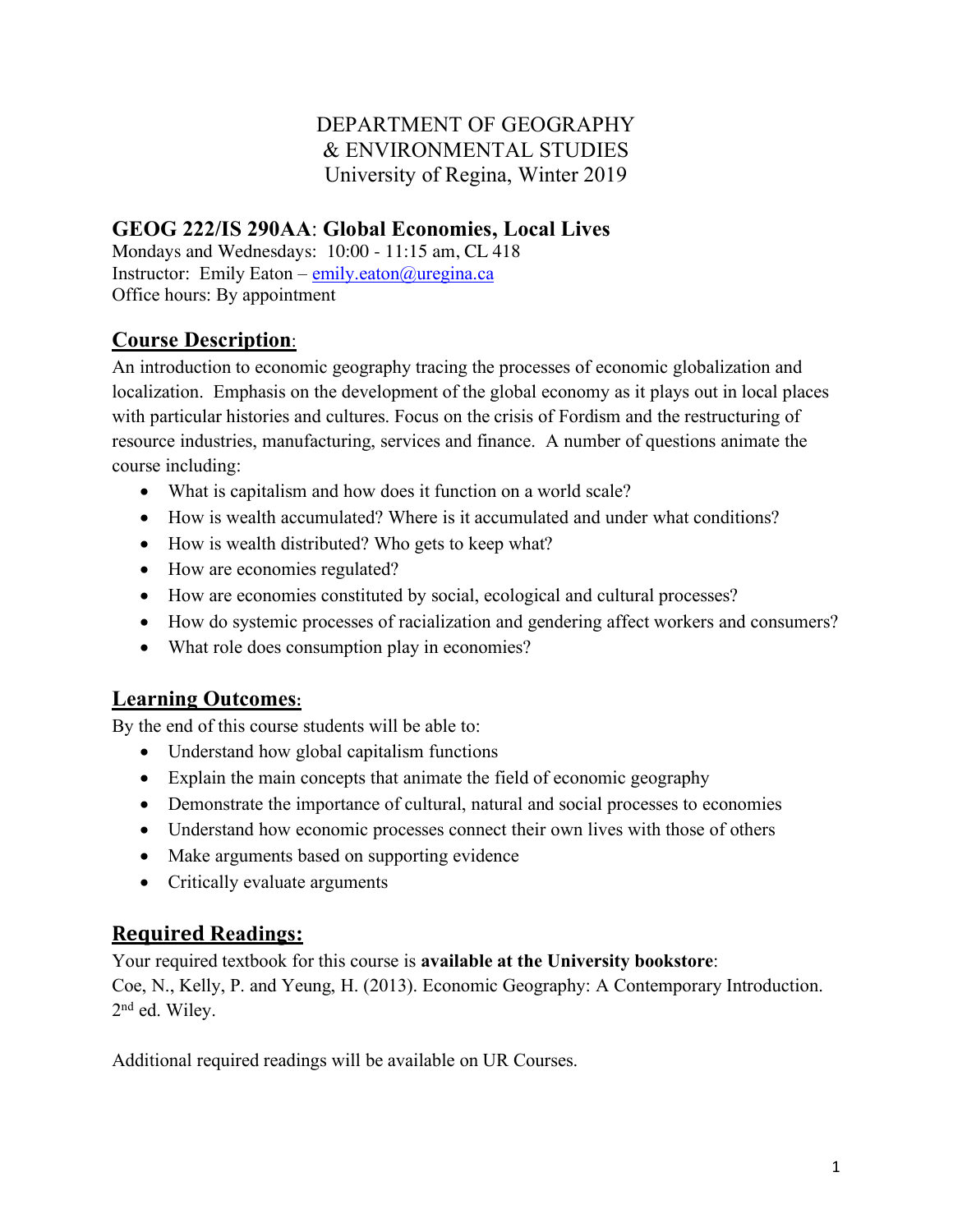DEPARTMENT OF GEOGRAPHY
& ENVIRONMENTAL STUDIES
University of Regina, Winter 2019

## GEOG 222/IS 290AA: Global Economies, Local Lives

Mondays and Wednesdays: 10:00 - 11:15 am, CL 418
Instructor: Emily Eaton – emily.eaton@uregina.ca
Office hours: By appointment

## Course Description:

An introduction to economic geography tracing the processes of economic globalization and localization. Emphasis on the development of the global economy as it plays out in local places with particular histories and cultures. Focus on the crisis of Fordism and the restructuring of resource industries, manufacturing, services and finance. A number of questions animate the course including:

- What is capitalism and how does it function on a world scale?
- How is wealth accumulated? Where is it accumulated and under what conditions?
- How is wealth distributed? Who gets to keep what?
- How are economies regulated?
- How are economies constituted by social, ecological and cultural processes?
- How do systemic processes of racialization and gendering affect workers and consumers?
- What role does consumption play in economies?

## Learning Outcomes:

By the end of this course students will be able to:

- Understand how global capitalism functions
- Explain the main concepts that animate the field of economic geography
- Demonstrate the importance of cultural, natural and social processes to economies
- Understand how economic processes connect their own lives with those of others
- Make arguments based on supporting evidence
- Critically evaluate arguments

## Required Readings:

Your required textbook for this course is **available at the University bookstore**:
Coe, N., Kelly, P. and Yeung, H. (2013). Economic Geography: A Contemporary Introduction. 2nd ed. Wiley.

Additional required readings will be available on UR Courses.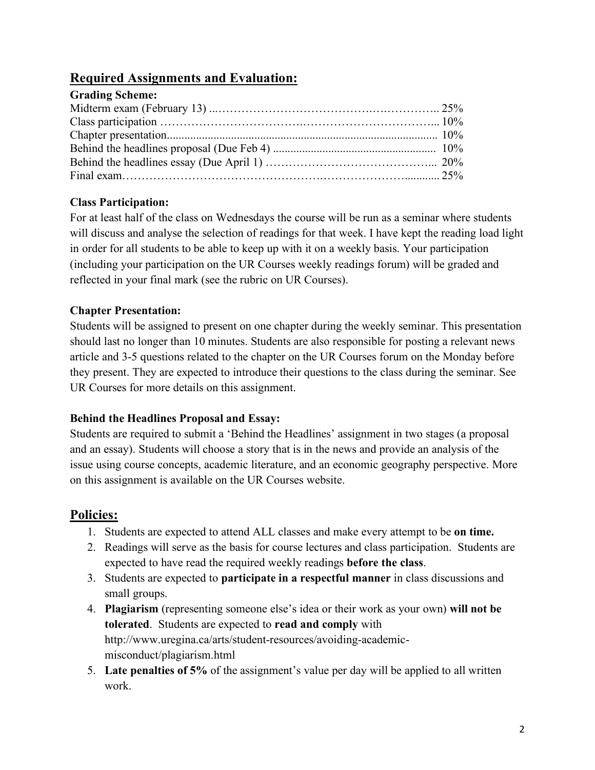## Required Assignments and Evaluation:

**Grading Scheme:**

| | |
|---|---|
| Midterm exam (February 13) | 25% |
| Class participation | 10% |
| Chapter presentation | 10% |
| Behind the headlines proposal (Due Feb 4) | 10% |
| Behind the headlines essay (Due April 1) | 20% |
| Final exam | 25% |

**Class Participation:**

For at least half of the class on Wednesdays the course will be run as a seminar where students will discuss and analyse the selection of readings for that week. I have kept the reading load light in order for all students to be able to keep up with it on a weekly basis. Your participation (including your participation on the UR Courses weekly readings forum) will be graded and reflected in your final mark (see the rubric on UR Courses).

**Chapter Presentation:**

Students will be assigned to present on one chapter during the weekly seminar. This presentation should last no longer than 10 minutes. Students are also responsible for posting a relevant news article and 3-5 questions related to the chapter on the UR Courses forum on the Monday before they present. They are expected to introduce their questions to the class during the seminar. See UR Courses for more details on this assignment.

**Behind the Headlines Proposal and Essay:**

Students are required to submit a 'Behind the Headlines' assignment in two stages (a proposal and an essay). Students will choose a story that is in the news and provide an analysis of the issue using course concepts, academic literature, and an economic geography perspective. More on this assignment is available on the UR Courses website.

## Policies:

1. Students are expected to attend ALL classes and make every attempt to be **on time.**
2. Readings will serve as the basis for course lectures and class participation. Students are expected to have read the required weekly readings **before the class**.
3. Students are expected to **participate in a respectful manner** in class discussions and small groups.
4. **Plagiarism** (representing someone else's idea or their work as your own) **will not be tolerated**. Students are expected to **read and comply** with http://www.uregina.ca/arts/student-resources/avoiding-academic-misconduct/plagiarism.html
5. **Late penalties of 5%** of the assignment's value per day will be applied to all written work.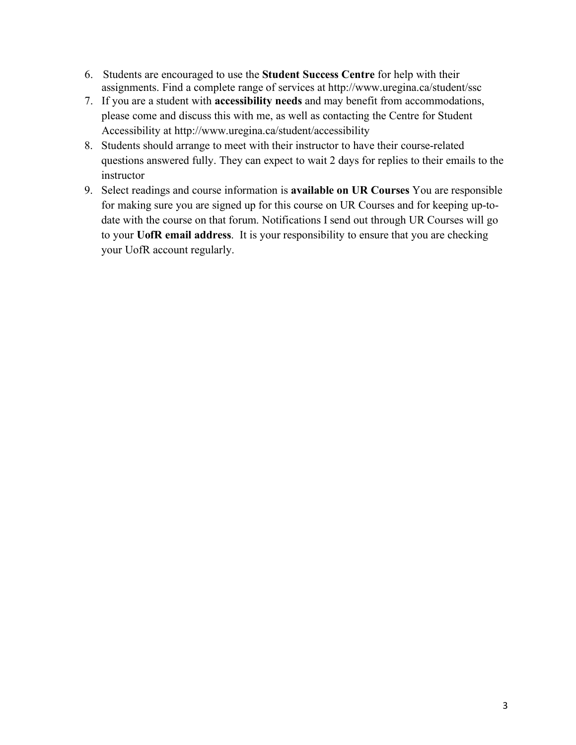6. Students are encouraged to use the **Student Success Centre** for help with their assignments. Find a complete range of services at http://www.uregina.ca/student/ssc
7. If you are a student with **accessibility needs** and may benefit from accommodations, please come and discuss this with me, as well as contacting the Centre for Student Accessibility at http://www.uregina.ca/student/accessibility
8. Students should arrange to meet with their instructor to have their course-related questions answered fully. They can expect to wait 2 days for replies to their emails to the instructor
9. Select readings and course information is **available on UR Courses** You are responsible for making sure you are signed up for this course on UR Courses and for keeping up-to-date with the course on that forum. Notifications I send out through UR Courses will go to your **UofR email address**. It is your responsibility to ensure that you are checking your UofR account regularly.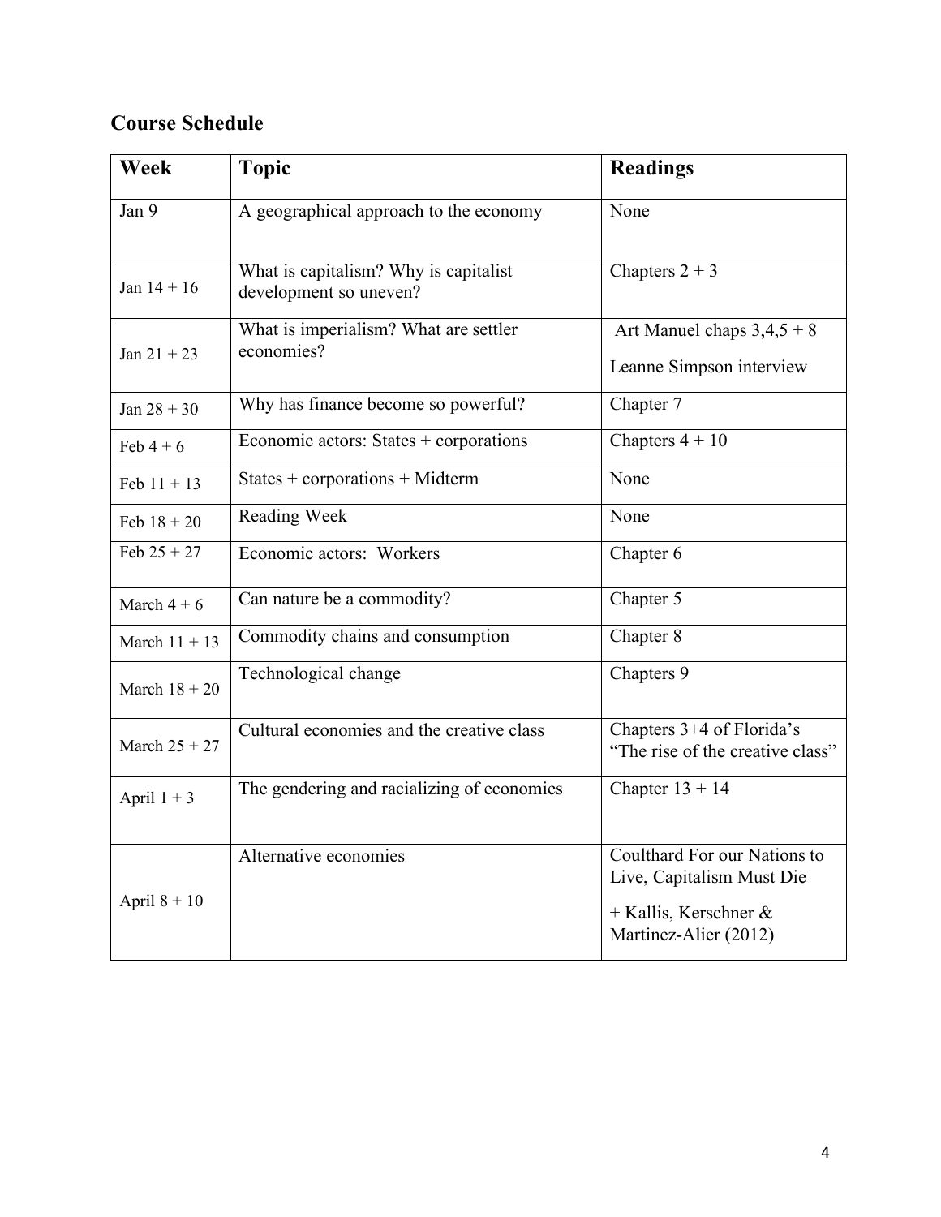## Course Schedule

| Week | Topic | Readings |
|---|---|---|
| Jan 9 | A geographical approach to the economy | None |
| Jan 14 + 16 | What is capitalism? Why is capitalist development so uneven? | Chapters 2 + 3 |
| Jan 21 + 23 | What is imperialism? What are settler economies? | Art Manuel chaps 3,4,5 + 8<br>Leanne Simpson interview |
| Jan 28 + 30 | Why has finance become so powerful? | Chapter 7 |
| Feb 4 + 6 | Economic actors: States + corporations | Chapters 4 + 10 |
| Feb 11 + 13 | States + corporations + Midterm | None |
| Feb 18 + 20 | Reading Week | None |
| Feb 25 + 27 | Economic actors: Workers | Chapter 6 |
| March 4 + 6 | Can nature be a commodity? | Chapter 5 |
| March 11 + 13 | Commodity chains and consumption | Chapter 8 |
| March 18 + 20 | Technological change | Chapters 9 |
| March 25 + 27 | Cultural economies and the creative class | Chapters 3+4 of Florida's "The rise of the creative class" |
| April 1 + 3 | The gendering and racializing of economies | Chapter 13 + 14 |
| April 8 + 10 | Alternative economies | Coulthard For our Nations to Live, Capitalism Must Die<br>+ Kallis, Kerschner & Martinez-Alier (2012) |